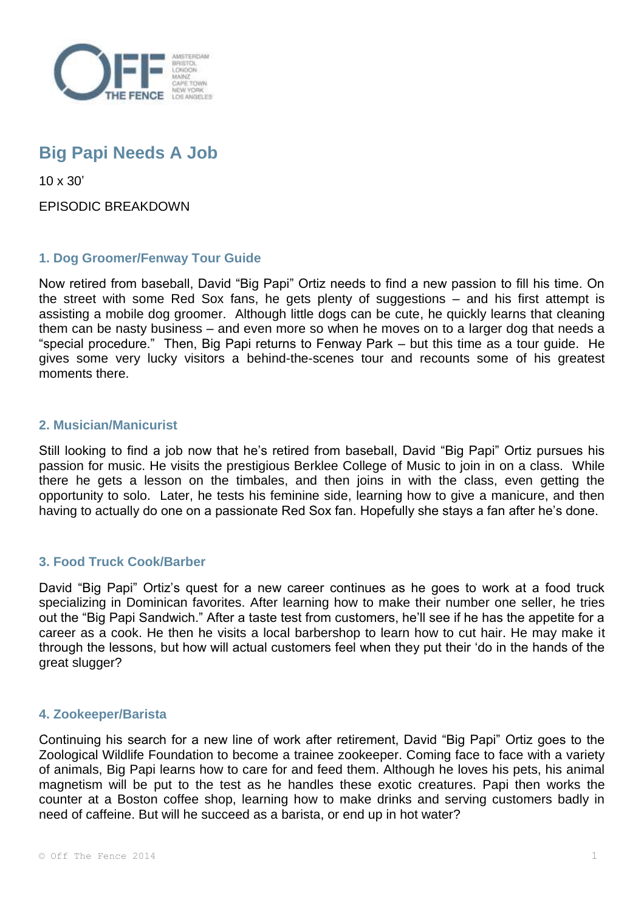OFF THE FENCE

AMSTERDAM
BRISTOL
LONDON
MAINZ
CAPE TOWN
NEW YORK
LOS ANGELES

# Big Papi Needs A Job

10 x 30'

EPISODIC BREAKDOWN

## 1. Dog Groomer/Fenway Tour Guide

Now retired from baseball, David "Big Papi" Ortiz needs to find a new passion to fill his time. On the street with some Red Sox fans, he gets plenty of suggestions – and his first attempt is assisting a mobile dog groomer. Although little dogs can be cute, he quickly learns that cleaning them can be nasty business – and even more so when he moves on to a larger dog that needs a "special procedure." Then, Big Papi returns to Fenway Park – but this time as a tour guide. He gives some very lucky visitors a behind-the-scenes tour and recounts some of his greatest moments there.

## 2. Musician/Manicurist

Still looking to find a job now that he's retired from baseball, David "Big Papi" Ortiz pursues his passion for music. He visits the prestigious Berklee College of Music to join in on a class. While there he gets a lesson on the timbales, and then joins in with the class, even getting the opportunity to solo. Later, he tests his feminine side, learning how to give a manicure, and then having to actually do one on a passionate Red Sox fan. Hopefully she stays a fan after he's done.

## 3. Food Truck Cook/Barber

David "Big Papi" Ortiz's quest for a new career continues as he goes to work at a food truck specializing in Dominican favorites. After learning how to make their number one seller, he tries out the "Big Papi Sandwich." After a taste test from customers, he'll see if he has the appetite for a career as a cook. He then he visits a local barbershop to learn how to cut hair. He may make it through the lessons, but how will actual customers feel when they put their 'do in the hands of the great slugger?

## 4. Zookeeper/Barista

Continuing his search for a new line of work after retirement, David "Big Papi" Ortiz goes to the Zoological Wildlife Foundation to become a trainee zookeeper. Coming face to face with a variety of animals, Big Papi learns how to care for and feed them. Although he loves his pets, his animal magnetism will be put to the test as he handles these exotic creatures. Papi then works the counter at a Boston coffee shop, learning how to make drinks and serving customers badly in need of caffeine. But will he succeed as a barista, or end up in hot water?

© Off The Fence 2014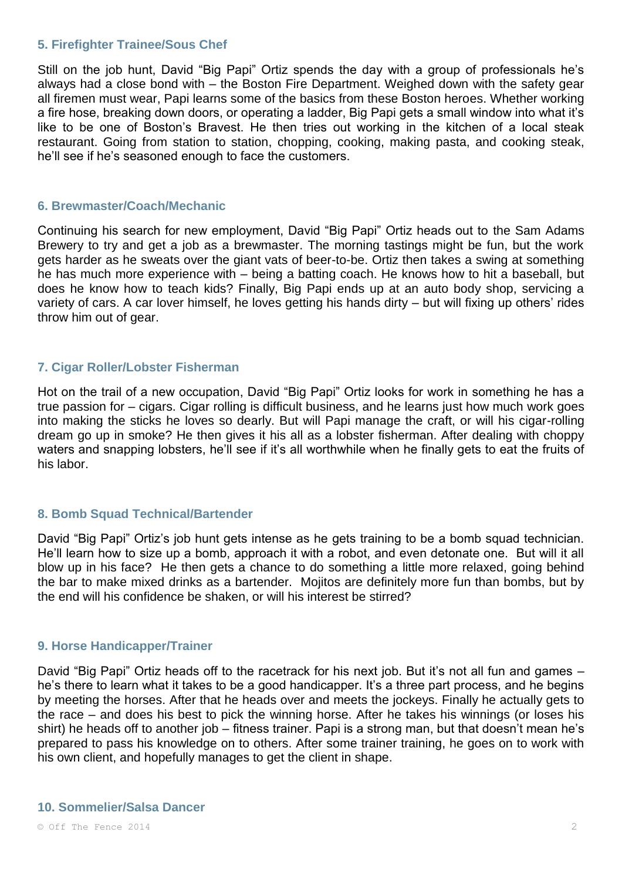### 5. Firefighter Trainee/Sous Chef

Still on the job hunt, David “Big Papi” Ortiz spends the day with a group of professionals he’s always had a close bond with – the Boston Fire Department. Weighed down with the safety gear all firemen must wear, Papi learns some of the basics from these Boston heroes. Whether working a fire hose, breaking down doors, or operating a ladder, Big Papi gets a small window into what it’s like to be one of Boston’s Bravest. He then tries out working in the kitchen of a local steak restaurant. Going from station to station, chopping, cooking, making pasta, and cooking steak, he’ll see if he’s seasoned enough to face the customers.

### 6. Brewmaster/Coach/Mechanic

Continuing his search for new employment, David “Big Papi” Ortiz heads out to the Sam Adams Brewery to try and get a job as a brewmaster. The morning tastings might be fun, but the work gets harder as he sweats over the giant vats of beer-to-be. Ortiz then takes a swing at something he has much more experience with – being a batting coach. He knows how to hit a baseball, but does he know how to teach kids? Finally, Big Papi ends up at an auto body shop, servicing a variety of cars. A car lover himself, he loves getting his hands dirty – but will fixing up others’ rides throw him out of gear.

### 7. Cigar Roller/Lobster Fisherman

Hot on the trail of a new occupation, David “Big Papi” Ortiz looks for work in something he has a true passion for – cigars. Cigar rolling is difficult business, and he learns just how much work goes into making the sticks he loves so dearly. But will Papi manage the craft, or will his cigar-rolling dream go up in smoke? He then gives it his all as a lobster fisherman. After dealing with choppy waters and snapping lobsters, he’ll see if it’s all worthwhile when he finally gets to eat the fruits of his labor.

### 8. Bomb Squad Technical/Bartender

David “Big Papi” Ortiz’s job hunt gets intense as he gets training to be a bomb squad technician. He’ll learn how to size up a bomb, approach it with a robot, and even detonate one. But will it all blow up in his face? He then gets a chance to do something a little more relaxed, going behind the bar to make mixed drinks as a bartender. Mojitos are definitely more fun than bombs, but by the end will his confidence be shaken, or will his interest be stirred?

### 9. Horse Handicapper/Trainer

David “Big Papi” Ortiz heads off to the racetrack for his next job. But it’s not all fun and games – he’s there to learn what it takes to be a good handicapper. It’s a three part process, and he begins by meeting the horses. After that he heads over and meets the jockeys. Finally he actually gets to the race – and does his best to pick the winning horse. After he takes his winnings (or loses his shirt) he heads off to another job – fitness trainer. Papi is a strong man, but that doesn’t mean he’s prepared to pass his knowledge on to others. After some trainer training, he goes on to work with his own client, and hopefully manages to get the client in shape.

### 10. Sommelier/Salsa Dancer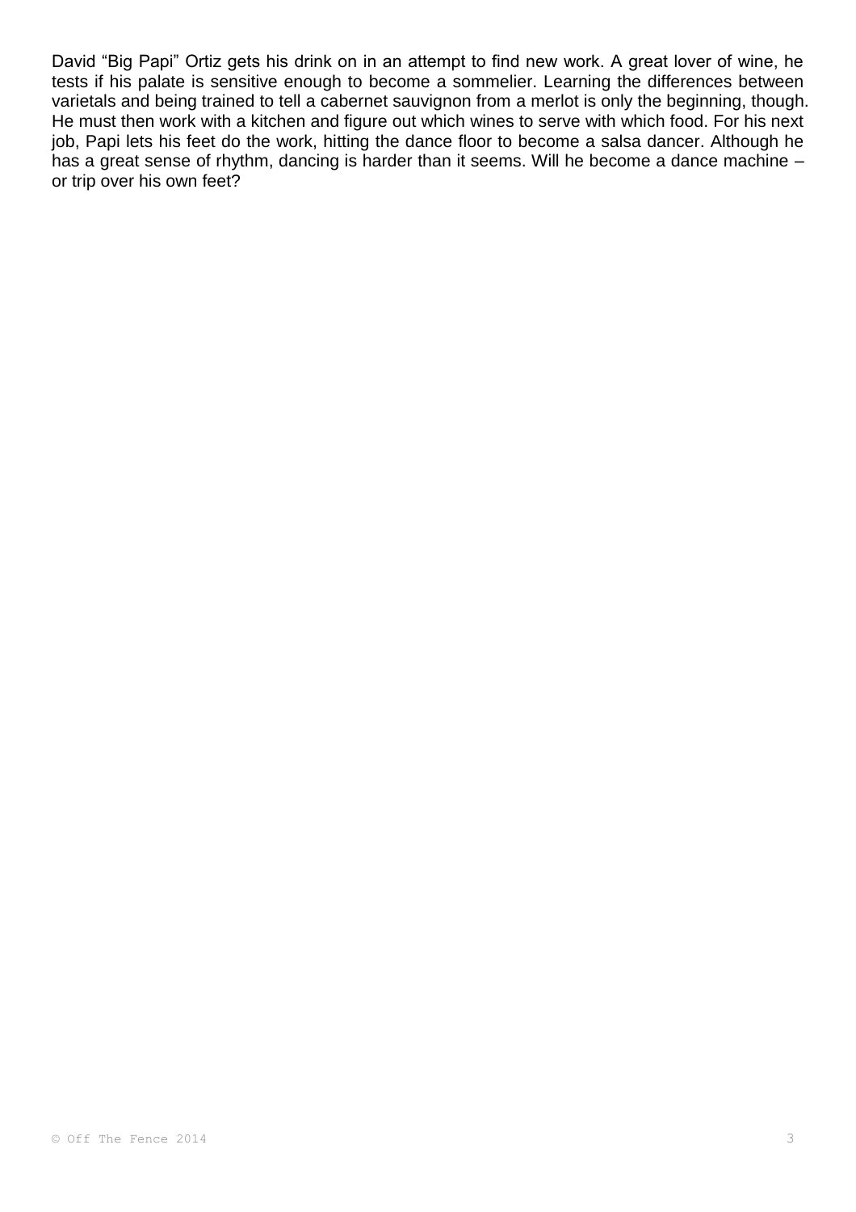David “Big Papi” Ortiz gets his drink on in an attempt to find new work. A great lover of wine, he tests if his palate is sensitive enough to become a sommelier. Learning the differences between varietals and being trained to tell a cabernet sauvignon from a merlot is only the beginning, though. He must then work with a kitchen and figure out which wines to serve with which food. For his next job, Papi lets his feet do the work, hitting the dance floor to become a salsa dancer. Although he has a great sense of rhythm, dancing is harder than it seems. Will he become a dance machine – or trip over his own feet?

© Off The Fence 2014